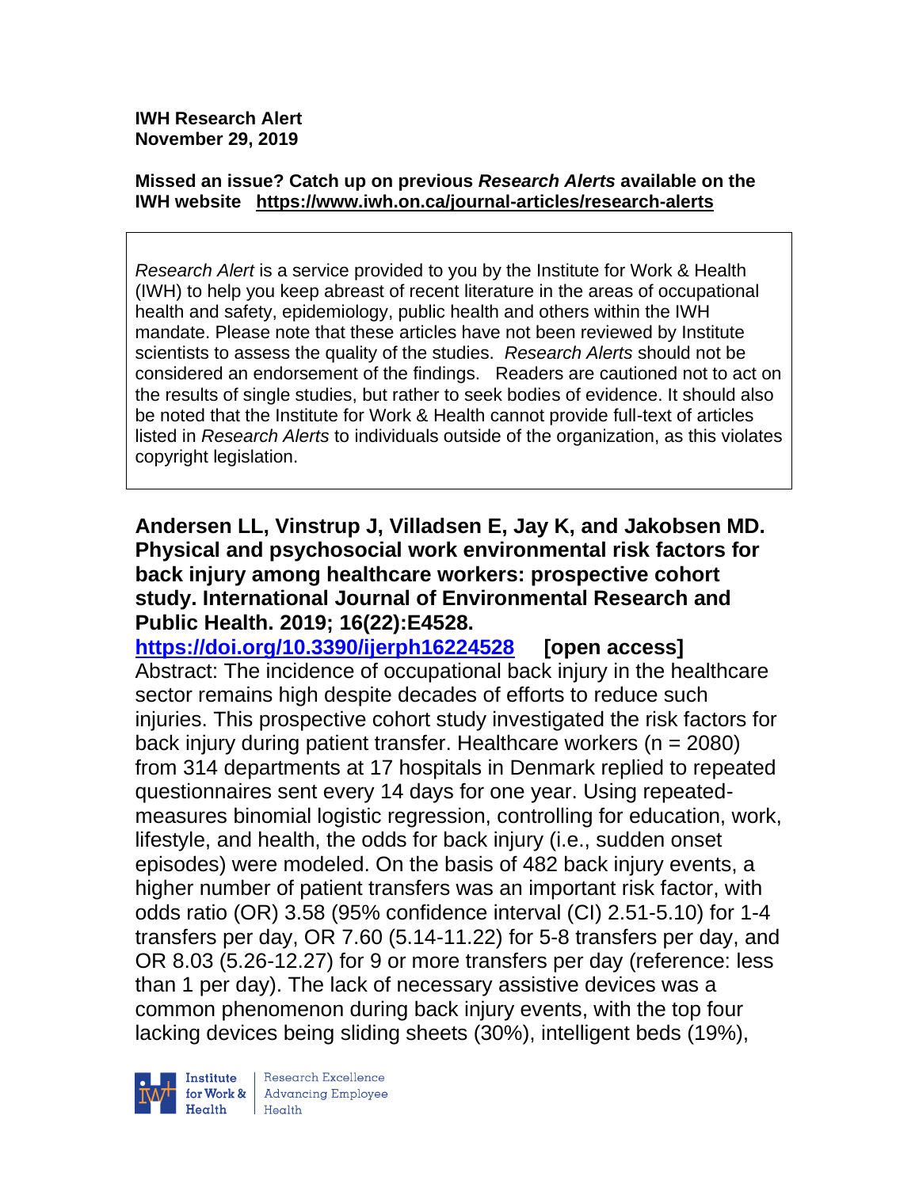**IWH Research Alert**
**November 29, 2019**

**Missed an issue? Catch up on previous *Research Alerts* available on the IWH website https://www.iwh.on.ca/journal-articles/research-alerts**

*Research Alert* is a service provided to you by the Institute for Work & Health (IWH) to help you keep abreast of recent literature in the areas of occupational health and safety, epidemiology, public health and others within the IWH mandate. Please note that these articles have not been reviewed by Institute scientists to assess the quality of the studies. *Research Alerts* should not be considered an endorsement of the findings. Readers are cautioned not to act on the results of single studies, but rather to seek bodies of evidence. It should also be noted that the Institute for Work & Health cannot provide full-text of articles listed in *Research Alerts* to individuals outside of the organization, as this violates copyright legislation.

**Andersen LL, Vinstrup J, Villadsen E, Jay K, and Jakobsen MD. Physical and psychosocial work environmental risk factors for back injury among healthcare workers: prospective cohort study. International Journal of Environmental Research and Public Health. 2019; 16(22):E4528.**
**https://doi.org/10.3390/ijerph16224528 [open access]**
Abstract: The incidence of occupational back injury in the healthcare sector remains high despite decades of efforts to reduce such injuries. This prospective cohort study investigated the risk factors for back injury during patient transfer. Healthcare workers (n = 2080) from 314 departments at 17 hospitals in Denmark replied to repeated questionnaires sent every 14 days for one year. Using repeated-measures binomial logistic regression, controlling for education, work, lifestyle, and health, the odds for back injury (i.e., sudden onset episodes) were modeled. On the basis of 482 back injury events, a higher number of patient transfers was an important risk factor, with odds ratio (OR) 3.58 (95% confidence interval (CI) 2.51-5.10) for 1-4 transfers per day, OR 7.60 (5.14-11.22) for 5-8 transfers per day, and OR 8.03 (5.26-12.27) for 9 or more transfers per day (reference: less than 1 per day). The lack of necessary assistive devices was a common phenomenon during back injury events, with the top four lacking devices being sliding sheets (30%), intelligent beds (19%),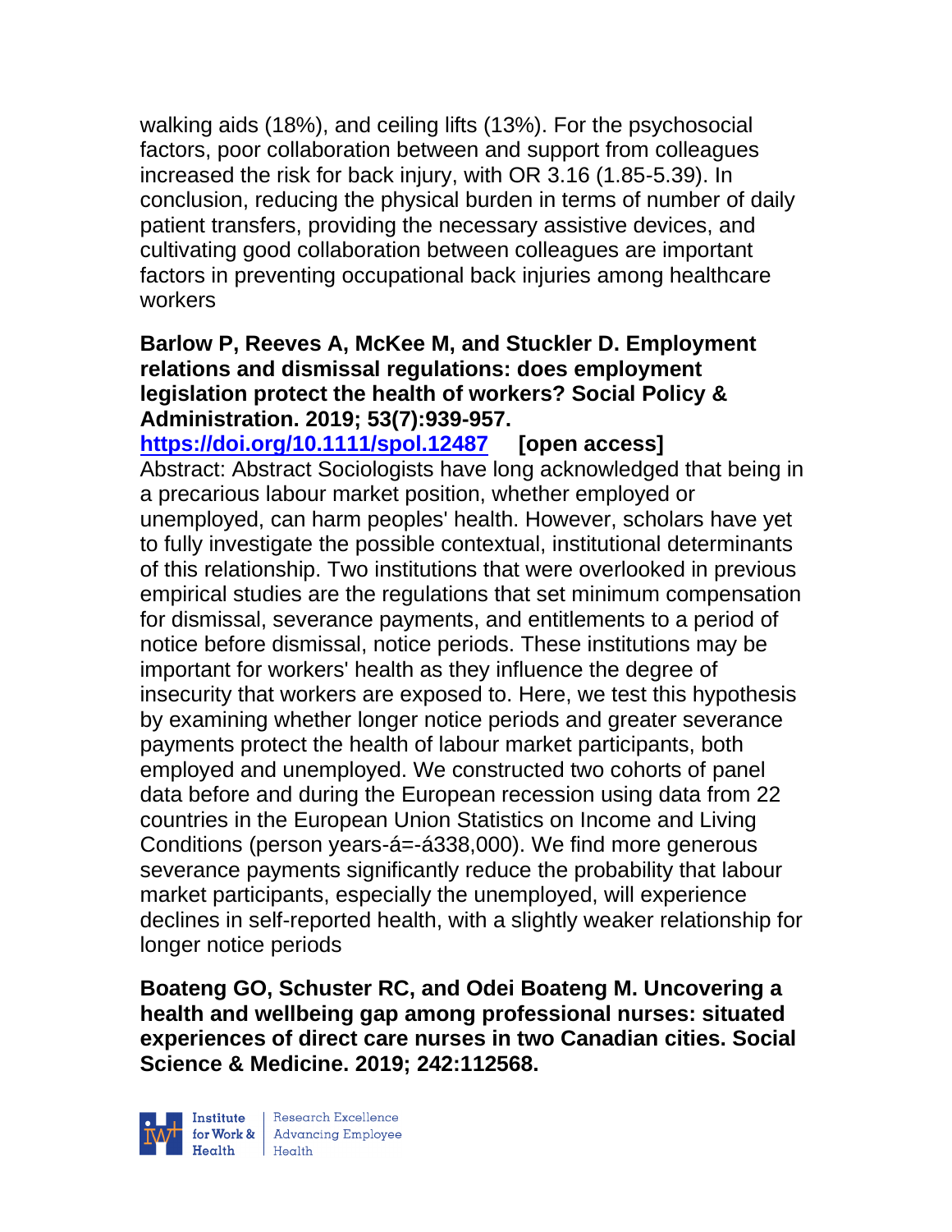walking aids (18%), and ceiling lifts (13%). For the psychosocial factors, poor collaboration between and support from colleagues increased the risk for back injury, with OR 3.16 (1.85-5.39). In conclusion, reducing the physical burden in terms of number of daily patient transfers, providing the necessary assistive devices, and cultivating good collaboration between colleagues are important factors in preventing occupational back injuries among healthcare workers

**Barlow P, Reeves A, McKee M, and Stuckler D. Employment relations and dismissal regulations: does employment legislation protect the health of workers? Social Policy & Administration. 2019; 53(7):939-957.**
**https://doi.org/10.1111/spol.12487** **[open access]**
Abstract: Abstract Sociologists have long acknowledged that being in a precarious labour market position, whether employed or unemployed, can harm peoples' health. However, scholars have yet to fully investigate the possible contextual, institutional determinants of this relationship. Two institutions that were overlooked in previous empirical studies are the regulations that set minimum compensation for dismissal, severance payments, and entitlements to a period of notice before dismissal, notice periods. These institutions may be important for workers' health as they influence the degree of insecurity that workers are exposed to. Here, we test this hypothesis by examining whether longer notice periods and greater severance payments protect the health of labour market participants, both employed and unemployed. We constructed two cohorts of panel data before and during the European recession using data from 22 countries in the European Union Statistics on Income and Living Conditions (person years-á=-á338,000). We find more generous severance payments significantly reduce the probability that labour market participants, especially the unemployed, will experience declines in self-reported health, with a slightly weaker relationship for longer notice periods

**Boateng GO, Schuster RC, and Odei Boateng M. Uncovering a health and wellbeing gap among professional nurses: situated experiences of direct care nurses in two Canadian cities. Social Science & Medicine. 2019; 242:112568.**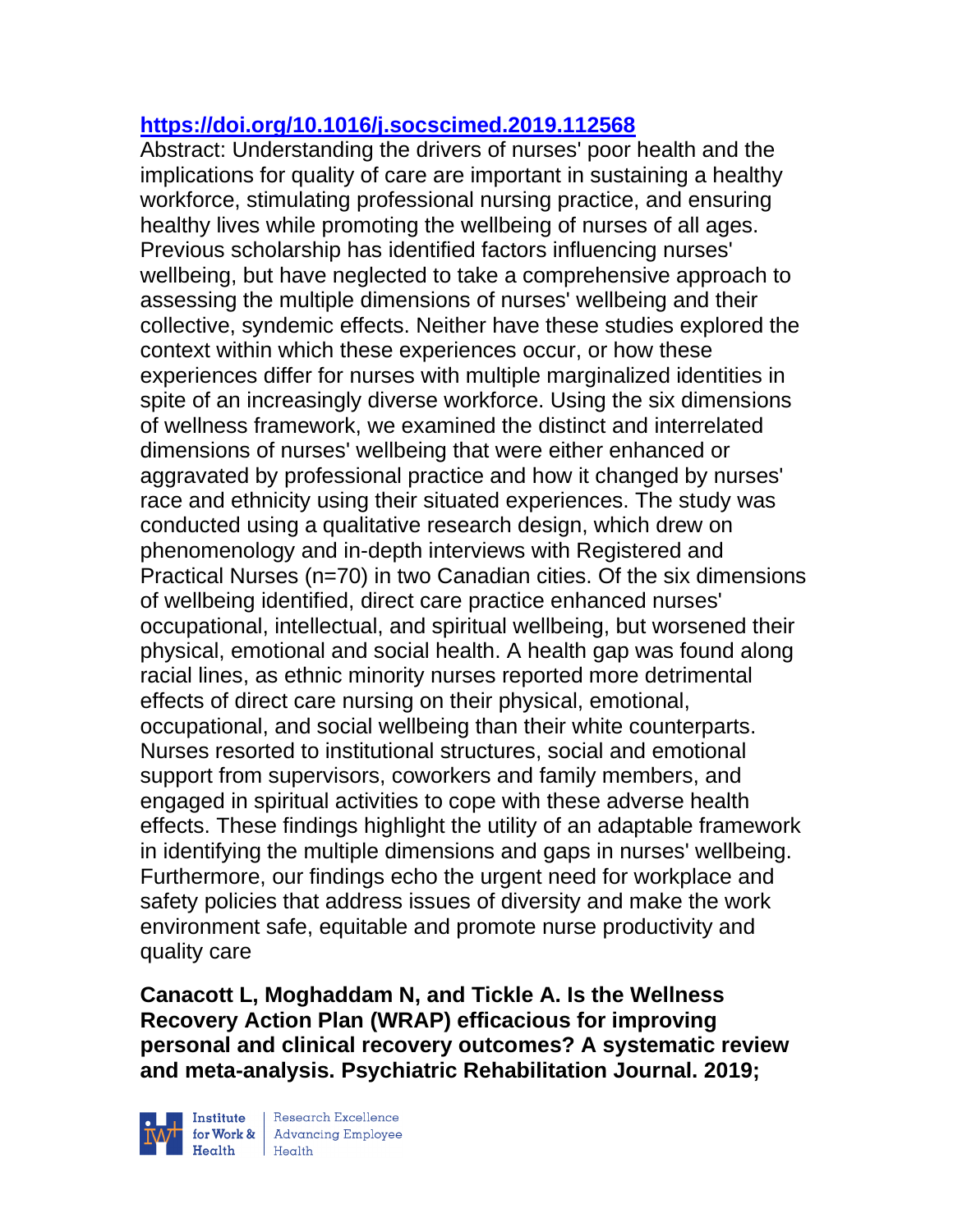https://doi.org/10.1016/j.socscimed.2019.112568

Abstract: Understanding the drivers of nurses' poor health and the implications for quality of care are important in sustaining a healthy workforce, stimulating professional nursing practice, and ensuring healthy lives while promoting the wellbeing of nurses of all ages. Previous scholarship has identified factors influencing nurses' wellbeing, but have neglected to take a comprehensive approach to assessing the multiple dimensions of nurses' wellbeing and their collective, syndemic effects. Neither have these studies explored the context within which these experiences occur, or how these experiences differ for nurses with multiple marginalized identities in spite of an increasingly diverse workforce. Using the six dimensions of wellness framework, we examined the distinct and interrelated dimensions of nurses' wellbeing that were either enhanced or aggravated by professional practice and how it changed by nurses' race and ethnicity using their situated experiences. The study was conducted using a qualitative research design, which drew on phenomenology and in-depth interviews with Registered and Practical Nurses (n=70) in two Canadian cities. Of the six dimensions of wellbeing identified, direct care practice enhanced nurses' occupational, intellectual, and spiritual wellbeing, but worsened their physical, emotional and social health. A health gap was found along racial lines, as ethnic minority nurses reported more detrimental effects of direct care nursing on their physical, emotional, occupational, and social wellbeing than their white counterparts. Nurses resorted to institutional structures, social and emotional support from supervisors, coworkers and family members, and engaged in spiritual activities to cope with these adverse health effects. These findings highlight the utility of an adaptable framework in identifying the multiple dimensions and gaps in nurses' wellbeing. Furthermore, our findings echo the urgent need for workplace and safety policies that address issues of diversity and make the work environment safe, equitable and promote nurse productivity and quality care

**Canacott L, Moghaddam N, and Tickle A. Is the Wellness Recovery Action Plan (WRAP) efficacious for improving personal and clinical recovery outcomes? A systematic review and meta-analysis. Psychiatric Rehabilitation Journal. 2019;**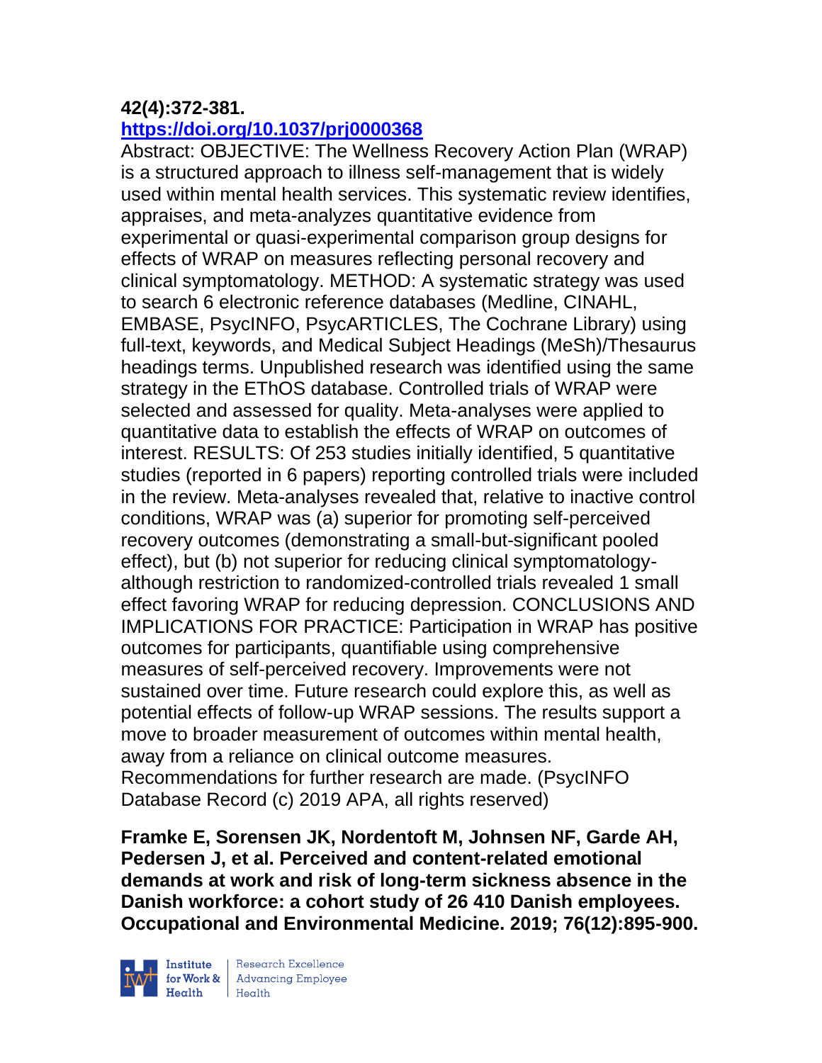**42(4):372-381.**
**https://doi.org/10.1037/prj0000368**

Abstract: OBJECTIVE: The Wellness Recovery Action Plan (WRAP) is a structured approach to illness self-management that is widely used within mental health services. This systematic review identifies, appraises, and meta-analyzes quantitative evidence from experimental or quasi-experimental comparison group designs for effects of WRAP on measures reflecting personal recovery and clinical symptomatology. METHOD: A systematic strategy was used to search 6 electronic reference databases (Medline, CINAHL, EMBASE, PsycINFO, PsycARTICLES, The Cochrane Library) using full-text, keywords, and Medical Subject Headings (MeSh)/Thesaurus headings terms. Unpublished research was identified using the same strategy in the EThOS database. Controlled trials of WRAP were selected and assessed for quality. Meta-analyses were applied to quantitative data to establish the effects of WRAP on outcomes of interest. RESULTS: Of 253 studies initially identified, 5 quantitative studies (reported in 6 papers) reporting controlled trials were included in the review. Meta-analyses revealed that, relative to inactive control conditions, WRAP was (a) superior for promoting self-perceived recovery outcomes (demonstrating a small-but-significant pooled effect), but (b) not superior for reducing clinical symptomatology- although restriction to randomized-controlled trials revealed 1 small effect favoring WRAP for reducing depression. CONCLUSIONS AND IMPLICATIONS FOR PRACTICE: Participation in WRAP has positive outcomes for participants, quantifiable using comprehensive measures of self-perceived recovery. Improvements were not sustained over time. Future research could explore this, as well as potential effects of follow-up WRAP sessions. The results support a move to broader measurement of outcomes within mental health, away from a reliance on clinical outcome measures. Recommendations for further research are made. (PsycINFO Database Record (c) 2019 APA, all rights reserved)

**Framke E, Sorensen JK, Nordentoft M, Johnsen NF, Garde AH, Pedersen J, et al. Perceived and content-related emotional demands at work and risk of long-term sickness absence in the Danish workforce: a cohort study of 26 410 Danish employees. Occupational and Environmental Medicine. 2019; 76(12):895-900.**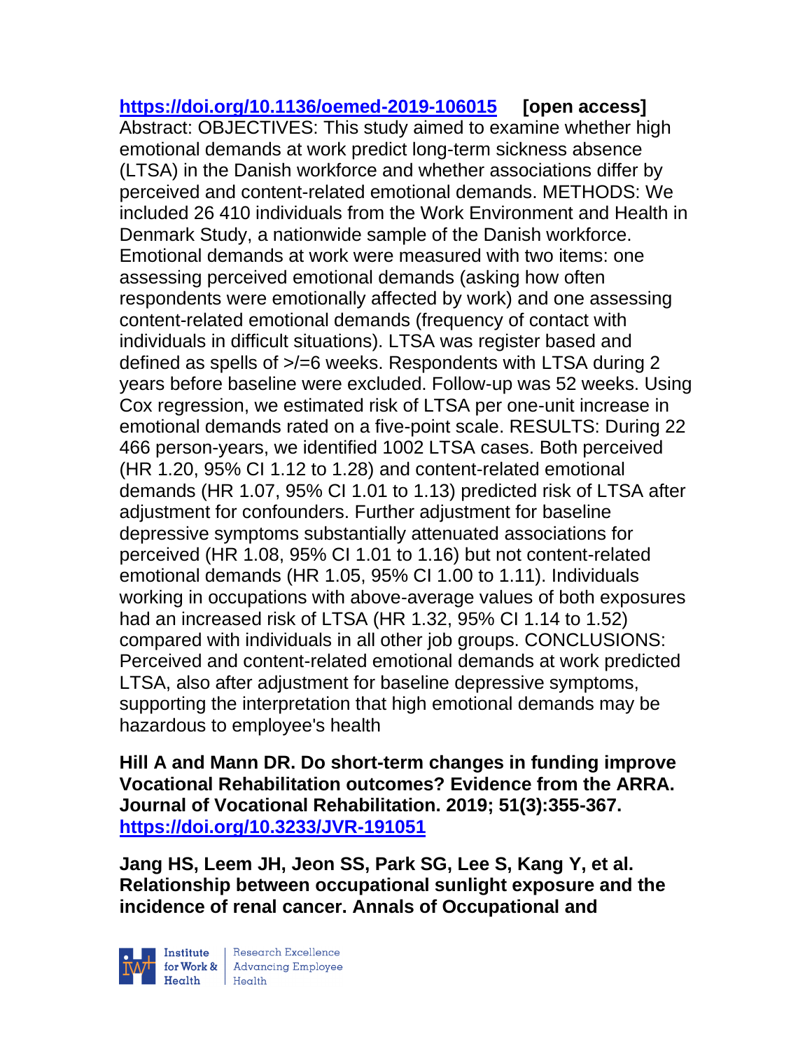https://doi.org/10.1136/oemed-2019-106015 **[open access]**
Abstract: OBJECTIVES: This study aimed to examine whether high emotional demands at work predict long-term sickness absence (LTSA) in the Danish workforce and whether associations differ by perceived and content-related emotional demands. METHODS: We included 26 410 individuals from the Work Environment and Health in Denmark Study, a nationwide sample of the Danish workforce. Emotional demands at work were measured with two items: one assessing perceived emotional demands (asking how often respondents were emotionally affected by work) and one assessing content-related emotional demands (frequency of contact with individuals in difficult situations). LTSA was register based and defined as spells of >/=6 weeks. Respondents with LTSA during 2 years before baseline were excluded. Follow-up was 52 weeks. Using Cox regression, we estimated risk of LTSA per one-unit increase in emotional demands rated on a five-point scale. RESULTS: During 22 466 person-years, we identified 1002 LTSA cases. Both perceived (HR 1.20, 95% CI 1.12 to 1.28) and content-related emotional demands (HR 1.07, 95% CI 1.01 to 1.13) predicted risk of LTSA after adjustment for confounders. Further adjustment for baseline depressive symptoms substantially attenuated associations for perceived (HR 1.08, 95% CI 1.01 to 1.16) but not content-related emotional demands (HR 1.05, 95% CI 1.00 to 1.11). Individuals working in occupations with above-average values of both exposures had an increased risk of LTSA (HR 1.32, 95% CI 1.14 to 1.52) compared with individuals in all other job groups. CONCLUSIONS: Perceived and content-related emotional demands at work predicted LTSA, also after adjustment for baseline depressive symptoms, supporting the interpretation that high emotional demands may be hazardous to employee's health

**Hill A and Mann DR. Do short-term changes in funding improve Vocational Rehabilitation outcomes? Evidence from the ARRA. Journal of Vocational Rehabilitation. 2019; 51(3):355-367. https://doi.org/10.3233/JVR-191051**

**Jang HS, Leem JH, Jeon SS, Park SG, Lee S, Kang Y, et al. Relationship between occupational sunlight exposure and the incidence of renal cancer. Annals of Occupational and**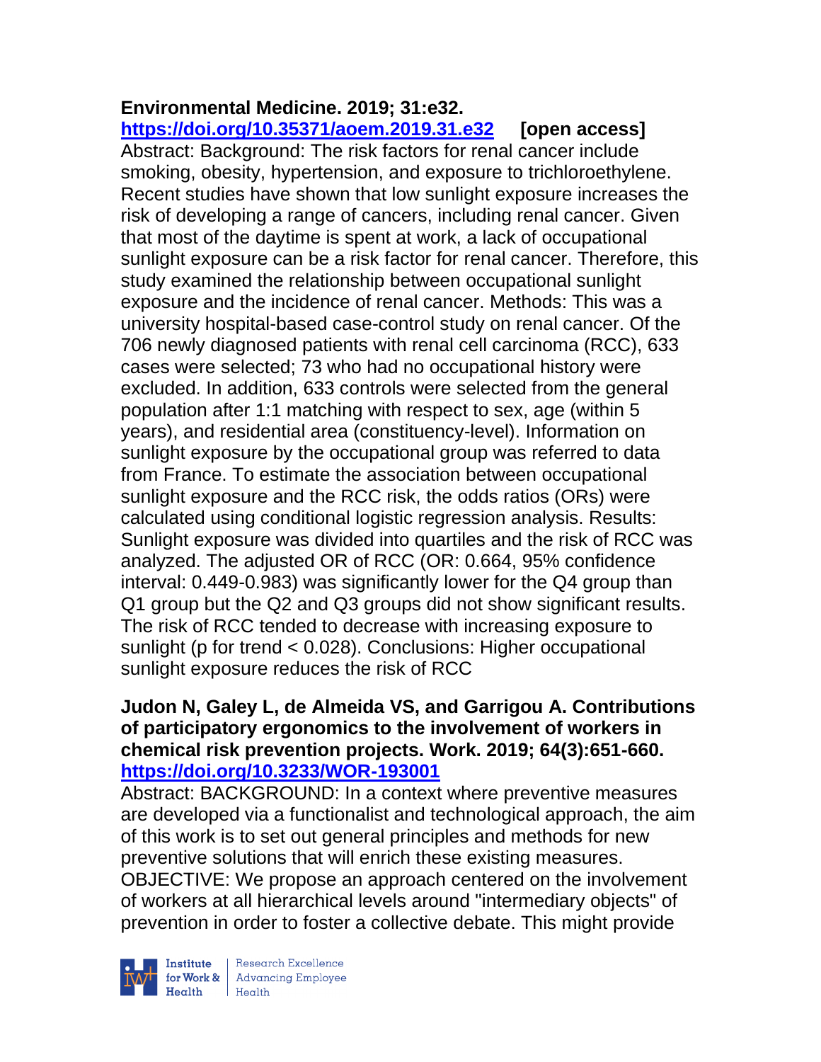**Environmental Medicine. 2019; 31:e32.**
**https://doi.org/10.35371/aoem.2019.31.e32 [open access]**
Abstract: Background: The risk factors for renal cancer include smoking, obesity, hypertension, and exposure to trichloroethylene. Recent studies have shown that low sunlight exposure increases the risk of developing a range of cancers, including renal cancer. Given that most of the daytime is spent at work, a lack of occupational sunlight exposure can be a risk factor for renal cancer. Therefore, this study examined the relationship between occupational sunlight exposure and the incidence of renal cancer. Methods: This was a university hospital-based case-control study on renal cancer. Of the 706 newly diagnosed patients with renal cell carcinoma (RCC), 633 cases were selected; 73 who had no occupational history were excluded. In addition, 633 controls were selected from the general population after 1:1 matching with respect to sex, age (within 5 years), and residential area (constituency-level). Information on sunlight exposure by the occupational group was referred to data from France. To estimate the association between occupational sunlight exposure and the RCC risk, the odds ratios (ORs) were calculated using conditional logistic regression analysis. Results: Sunlight exposure was divided into quartiles and the risk of RCC was analyzed. The adjusted OR of RCC (OR: 0.664, 95% confidence interval: 0.449-0.983) was significantly lower for the Q4 group than Q1 group but the Q2 and Q3 groups did not show significant results. The risk of RCC tended to decrease with increasing exposure to sunlight (p for trend < 0.028). Conclusions: Higher occupational sunlight exposure reduces the risk of RCC

**Judon N, Galey L, de Almeida VS, and Garrigou A. Contributions of participatory ergonomics to the involvement of workers in chemical risk prevention projects. Work. 2019; 64(3):651-660.**
**https://doi.org/10.3233/WOR-193001**
Abstract: BACKGROUND: In a context where preventive measures are developed via a functionalist and technological approach, the aim of this work is to set out general principles and methods for new preventive solutions that will enrich these existing measures. OBJECTIVE: We propose an approach centered on the involvement of workers at all hierarchical levels around "intermediary objects" of prevention in order to foster a collective debate. This might provide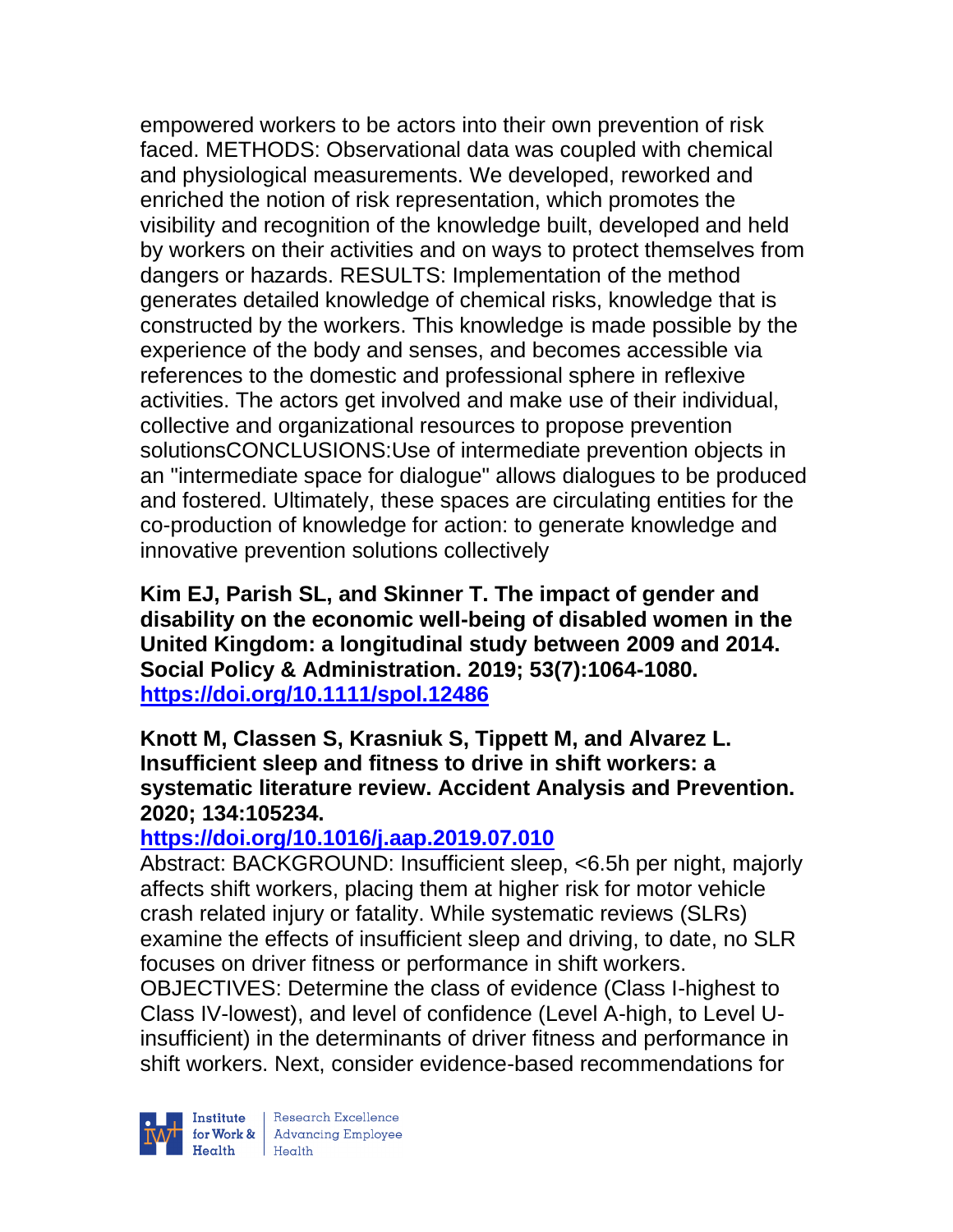empowered workers to be actors into their own prevention of risk faced. METHODS: Observational data was coupled with chemical and physiological measurements. We developed, reworked and enriched the notion of risk representation, which promotes the visibility and recognition of the knowledge built, developed and held by workers on their activities and on ways to protect themselves from dangers or hazards. RESULTS: Implementation of the method generates detailed knowledge of chemical risks, knowledge that is constructed by the workers. This knowledge is made possible by the experience of the body and senses, and becomes accessible via references to the domestic and professional sphere in reflexive activities. The actors get involved and make use of their individual, collective and organizational resources to propose prevention solutionsCONCLUSIONS:Use of intermediate prevention objects in an "intermediate space for dialogue" allows dialogues to be produced and fostered. Ultimately, these spaces are circulating entities for the co-production of knowledge for action: to generate knowledge and innovative prevention solutions collectively

**Kim EJ, Parish SL, and Skinner T. The impact of gender and disability on the economic well-being of disabled women in the United Kingdom: a longitudinal study between 2009 and 2014. Social Policy & Administration. 2019; 53(7):1064-1080. https://doi.org/10.1111/spol.12486**

**Knott M, Classen S, Krasniuk S, Tippett M, and Alvarez L. Insufficient sleep and fitness to drive in shift workers: a systematic literature review. Accident Analysis and Prevention. 2020; 134:105234.**
**https://doi.org/10.1016/j.aap.2019.07.010**

Abstract: BACKGROUND: Insufficient sleep, <6.5h per night, majorly affects shift workers, placing them at higher risk for motor vehicle crash related injury or fatality. While systematic reviews (SLRs) examine the effects of insufficient sleep and driving, to date, no SLR focuses on driver fitness or performance in shift workers. OBJECTIVES: Determine the class of evidence (Class I-highest to Class IV-lowest), and level of confidence (Level A-high, to Level U-insufficient) in the determinants of driver fitness and performance in shift workers. Next, consider evidence-based recommendations for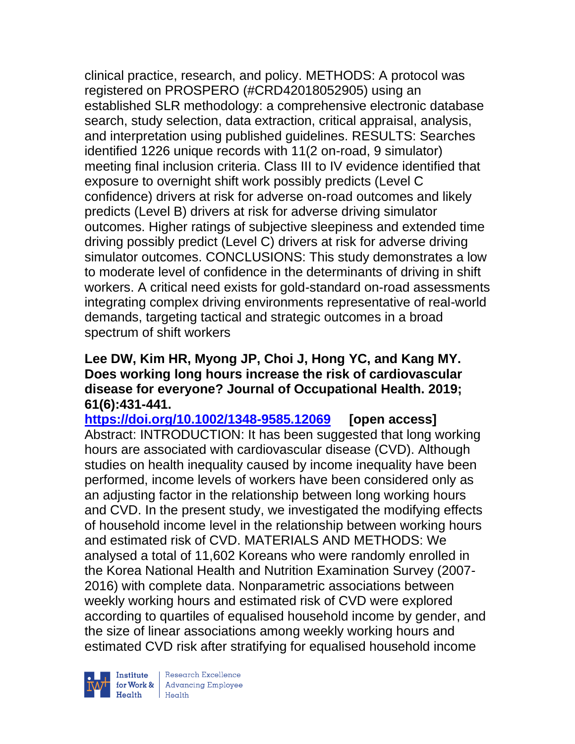clinical practice, research, and policy. METHODS: A protocol was registered on PROSPERO (#CRD42018052905) using an established SLR methodology: a comprehensive electronic database search, study selection, data extraction, critical appraisal, analysis, and interpretation using published guidelines. RESULTS: Searches identified 1226 unique records with 11(2 on-road, 9 simulator) meeting final inclusion criteria. Class III to IV evidence identified that exposure to overnight shift work possibly predicts (Level C confidence) drivers at risk for adverse on-road outcomes and likely predicts (Level B) drivers at risk for adverse driving simulator outcomes. Higher ratings of subjective sleepiness and extended time driving possibly predict (Level C) drivers at risk for adverse driving simulator outcomes. CONCLUSIONS: This study demonstrates a low to moderate level of confidence in the determinants of driving in shift workers. A critical need exists for gold-standard on-road assessments integrating complex driving environments representative of real-world demands, targeting tactical and strategic outcomes in a broad spectrum of shift workers

**Lee DW, Kim HR, Myong JP, Choi J, Hong YC, and Kang MY. Does working long hours increase the risk of cardiovascular disease for everyone? Journal of Occupational Health. 2019; 61(6):431-441.**

**https://doi.org/10.1002/1348-9585.12069 [open access]**

Abstract: INTRODUCTION: It has been suggested that long working hours are associated with cardiovascular disease (CVD). Although studies on health inequality caused by income inequality have been performed, income levels of workers have been considered only as an adjusting factor in the relationship between long working hours and CVD. In the present study, we investigated the modifying effects of household income level in the relationship between working hours and estimated risk of CVD. MATERIALS AND METHODS: We analysed a total of 11,602 Koreans who were randomly enrolled in the Korea National Health and Nutrition Examination Survey (2007-2016) with complete data. Nonparametric associations between weekly working hours and estimated risk of CVD were explored according to quartiles of equalised household income by gender, and the size of linear associations among weekly working hours and estimated CVD risk after stratifying for equalised household income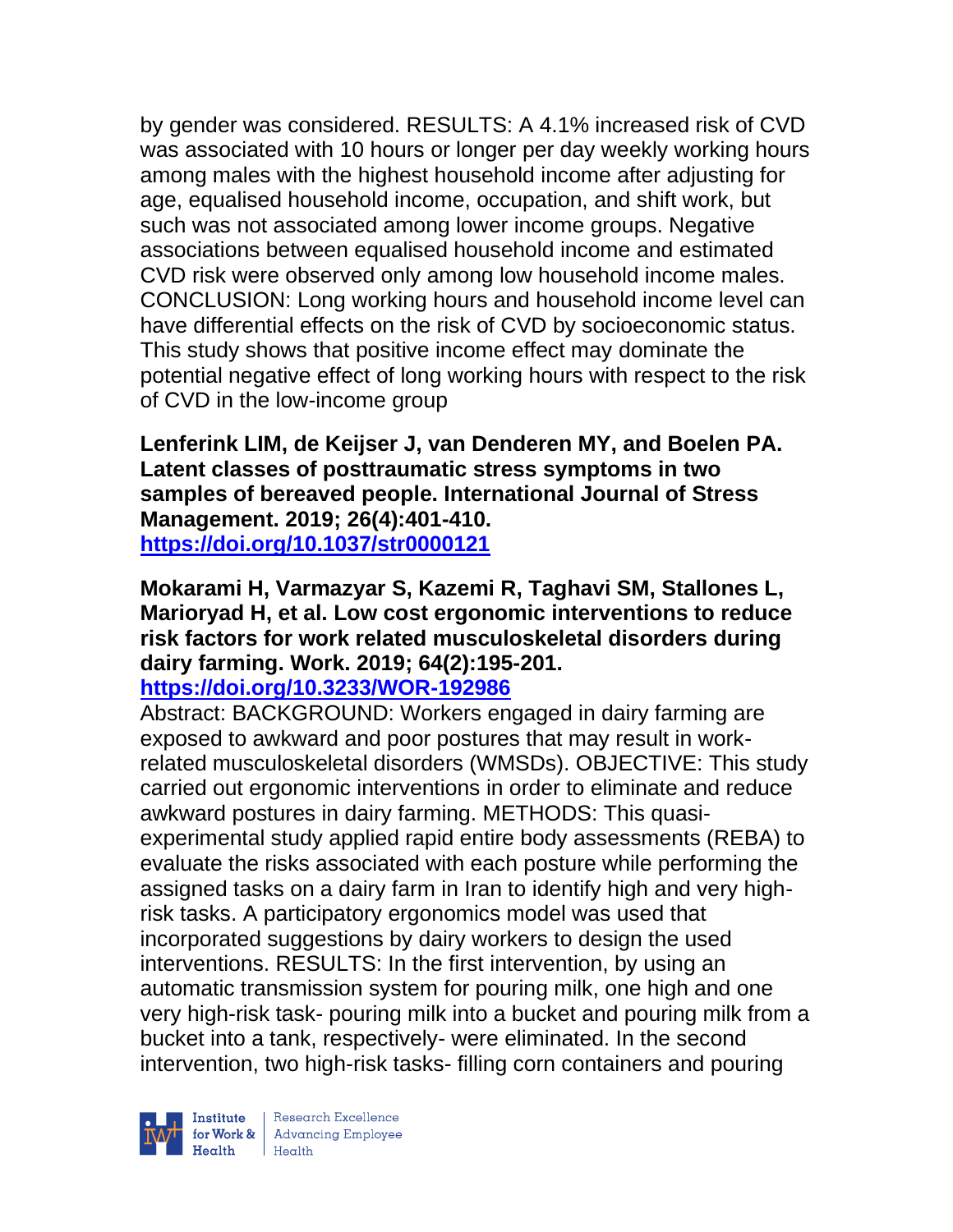by gender was considered. RESULTS: A 4.1% increased risk of CVD was associated with 10 hours or longer per day weekly working hours among males with the highest household income after adjusting for age, equalised household income, occupation, and shift work, but such was not associated among lower income groups. Negative associations between equalised household income and estimated CVD risk were observed only among low household income males. CONCLUSION: Long working hours and household income level can have differential effects on the risk of CVD by socioeconomic status. This study shows that positive income effect may dominate the potential negative effect of long working hours with respect to the risk of CVD in the low-income group

**Lenferink LIM, de Keijser J, van Denderen MY, and Boelen PA. Latent classes of posttraumatic stress symptoms in two samples of bereaved people. International Journal of Stress Management. 2019; 26(4):401-410.**
**https://doi.org/10.1037/str0000121**

**Mokarami H, Varmazyar S, Kazemi R, Taghavi SM, Stallones L, Marioryad H, et al. Low cost ergonomic interventions to reduce risk factors for work related musculoskeletal disorders during dairy farming. Work. 2019; 64(2):195-201.**
**https://doi.org/10.3233/WOR-192986**

Abstract: BACKGROUND: Workers engaged in dairy farming are exposed to awkward and poor postures that may result in work-related musculoskeletal disorders (WMSDs). OBJECTIVE: This study carried out ergonomic interventions in order to eliminate and reduce awkward postures in dairy farming. METHODS: This quasi-experimental study applied rapid entire body assessments (REBA) to evaluate the risks associated with each posture while performing the assigned tasks on a dairy farm in Iran to identify high and very high-risk tasks. A participatory ergonomics model was used that incorporated suggestions by dairy workers to design the used interventions. RESULTS: In the first intervention, by using an automatic transmission system for pouring milk, one high and one very high-risk task- pouring milk into a bucket and pouring milk from a bucket into a tank, respectively- were eliminated. In the second intervention, two high-risk tasks- filling corn containers and pouring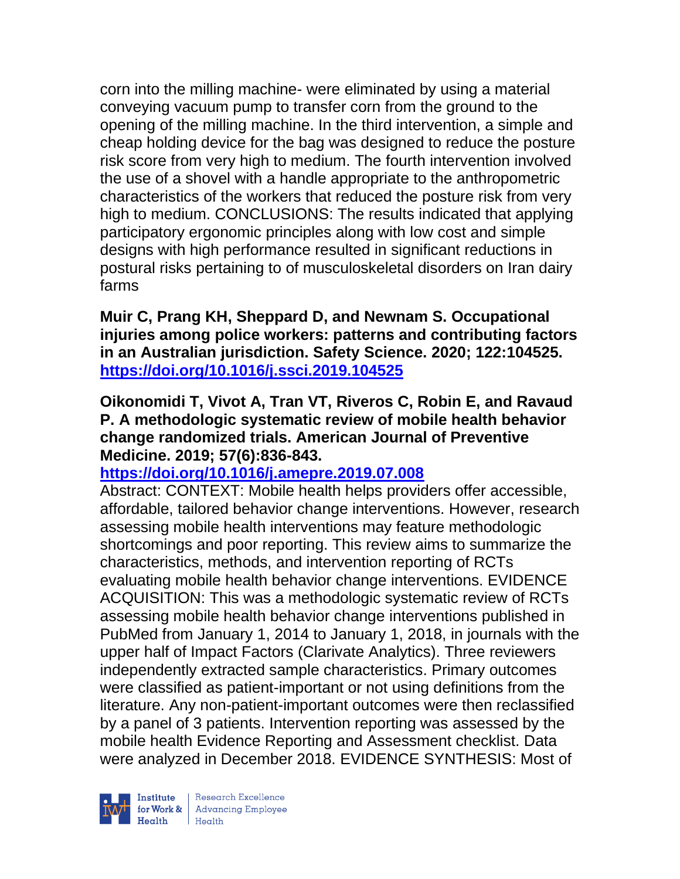corn into the milling machine- were eliminated by using a material conveying vacuum pump to transfer corn from the ground to the opening of the milling machine. In the third intervention, a simple and cheap holding device for the bag was designed to reduce the posture risk score from very high to medium. The fourth intervention involved the use of a shovel with a handle appropriate to the anthropometric characteristics of the workers that reduced the posture risk from very high to medium. CONCLUSIONS: The results indicated that applying participatory ergonomic principles along with low cost and simple designs with high performance resulted in significant reductions in postural risks pertaining to of musculoskeletal disorders on Iran dairy farms

**Muir C, Prang KH, Sheppard D, and Newnam S. Occupational injuries among police workers: patterns and contributing factors in an Australian jurisdiction. Safety Science. 2020; 122:104525. https://doi.org/10.1016/j.ssci.2019.104525**

**Oikonomidi T, Vivot A, Tran VT, Riveros C, Robin E, and Ravaud P. A methodologic systematic review of mobile health behavior change randomized trials. American Journal of Preventive Medicine. 2019; 57(6):836-843. https://doi.org/10.1016/j.amepre.2019.07.008**

Abstract: CONTEXT: Mobile health helps providers offer accessible, affordable, tailored behavior change interventions. However, research assessing mobile health interventions may feature methodologic shortcomings and poor reporting. This review aims to summarize the characteristics, methods, and intervention reporting of RCTs evaluating mobile health behavior change interventions. EVIDENCE ACQUISITION: This was a methodologic systematic review of RCTs assessing mobile health behavior change interventions published in PubMed from January 1, 2014 to January 1, 2018, in journals with the upper half of Impact Factors (Clarivate Analytics). Three reviewers independently extracted sample characteristics. Primary outcomes were classified as patient-important or not using definitions from the literature. Any non-patient-important outcomes were then reclassified by a panel of 3 patients. Intervention reporting was assessed by the mobile health Evidence Reporting and Assessment checklist. Data were analyzed in December 2018. EVIDENCE SYNTHESIS: Most of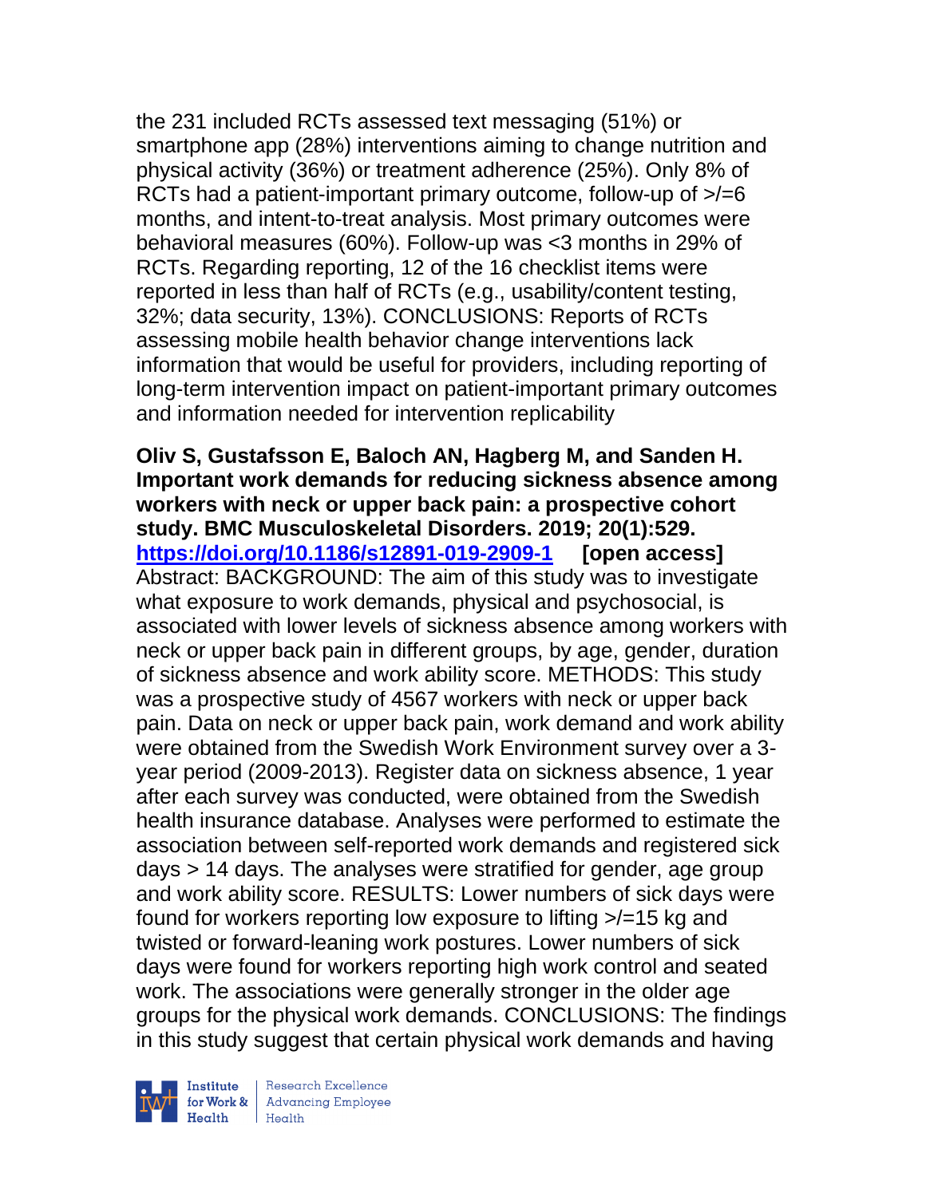the 231 included RCTs assessed text messaging (51%) or smartphone app (28%) interventions aiming to change nutrition and physical activity (36%) or treatment adherence (25%). Only 8% of RCTs had a patient-important primary outcome, follow-up of >/=6 months, and intent-to-treat analysis. Most primary outcomes were behavioral measures (60%). Follow-up was <3 months in 29% of RCTs. Regarding reporting, 12 of the 16 checklist items were reported in less than half of RCTs (e.g., usability/content testing, 32%; data security, 13%). CONCLUSIONS: Reports of RCTs assessing mobile health behavior change interventions lack information that would be useful for providers, including reporting of long-term intervention impact on patient-important primary outcomes and information needed for intervention replicability

**Oliv S, Gustafsson E, Baloch AN, Hagberg M, and Sanden H. Important work demands for reducing sickness absence among workers with neck or upper back pain: a prospective cohort study. BMC Musculoskeletal Disorders. 2019; 20(1):529. https://doi.org/10.1186/s12891-019-2909-1 [open access]**
Abstract: BACKGROUND: The aim of this study was to investigate what exposure to work demands, physical and psychosocial, is associated with lower levels of sickness absence among workers with neck or upper back pain in different groups, by age, gender, duration of sickness absence and work ability score. METHODS: This study was a prospective study of 4567 workers with neck or upper back pain. Data on neck or upper back pain, work demand and work ability were obtained from the Swedish Work Environment survey over a 3-year period (2009-2013). Register data on sickness absence, 1 year after each survey was conducted, were obtained from the Swedish health insurance database. Analyses were performed to estimate the association between self-reported work demands and registered sick days > 14 days. The analyses were stratified for gender, age group and work ability score. RESULTS: Lower numbers of sick days were found for workers reporting low exposure to lifting >/=15 kg and twisted or forward-leaning work postures. Lower numbers of sick days were found for workers reporting high work control and seated work. The associations were generally stronger in the older age groups for the physical work demands. CONCLUSIONS: The findings in this study suggest that certain physical work demands and having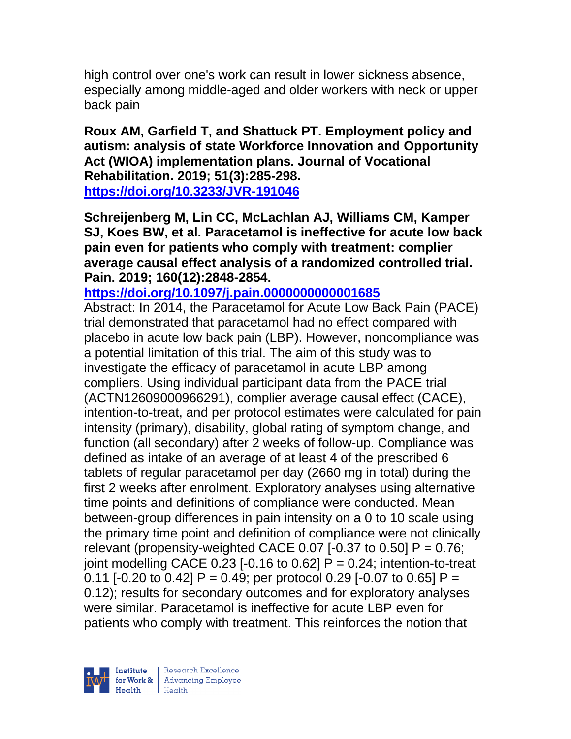high control over one's work can result in lower sickness absence, especially among middle-aged and older workers with neck or upper back pain

**Roux AM, Garfield T, and Shattuck PT. Employment policy and autism: analysis of state Workforce Innovation and Opportunity Act (WIOA) implementation plans. Journal of Vocational Rehabilitation. 2019; 51(3):285-298.**
**https://doi.org/10.3233/JVR-191046**

**Schreijenberg M, Lin CC, McLachlan AJ, Williams CM, Kamper SJ, Koes BW, et al. Paracetamol is ineffective for acute low back pain even for patients who comply with treatment: complier average causal effect analysis of a randomized controlled trial. Pain. 2019; 160(12):2848-2854.**
**https://doi.org/10.1097/j.pain.0000000000001685**
Abstract: In 2014, the Paracetamol for Acute Low Back Pain (PACE) trial demonstrated that paracetamol had no effect compared with placebo in acute low back pain (LBP). However, noncompliance was a potential limitation of this trial. The aim of this study was to investigate the efficacy of paracetamol in acute LBP among compliers. Using individual participant data from the PACE trial (ACTN12609000966291), complier average causal effect (CACE), intention-to-treat, and per protocol estimates were calculated for pain intensity (primary), disability, global rating of symptom change, and function (all secondary) after 2 weeks of follow-up. Compliance was defined as intake of an average of at least 4 of the prescribed 6 tablets of regular paracetamol per day (2660 mg in total) during the first 2 weeks after enrolment. Exploratory analyses using alternative time points and definitions of compliance were conducted. Mean between-group differences in pain intensity on a 0 to 10 scale using the primary time point and definition of compliance were not clinically relevant (propensity-weighted CACE 0.07 [-0.37 to 0.50] $P = 0.76$; joint modelling CACE 0.23 [-0.16 to 0.62] $P = 0.24$; intention-to-treat 0.11 [-0.20 to 0.42] $P = 0.49$; per protocol 0.29 [-0.07 to 0.65] $P = 0.12$); results for secondary outcomes and for exploratory analyses were similar. Paracetamol is ineffective for acute LBP even for patients who comply with treatment. This reinforces the notion that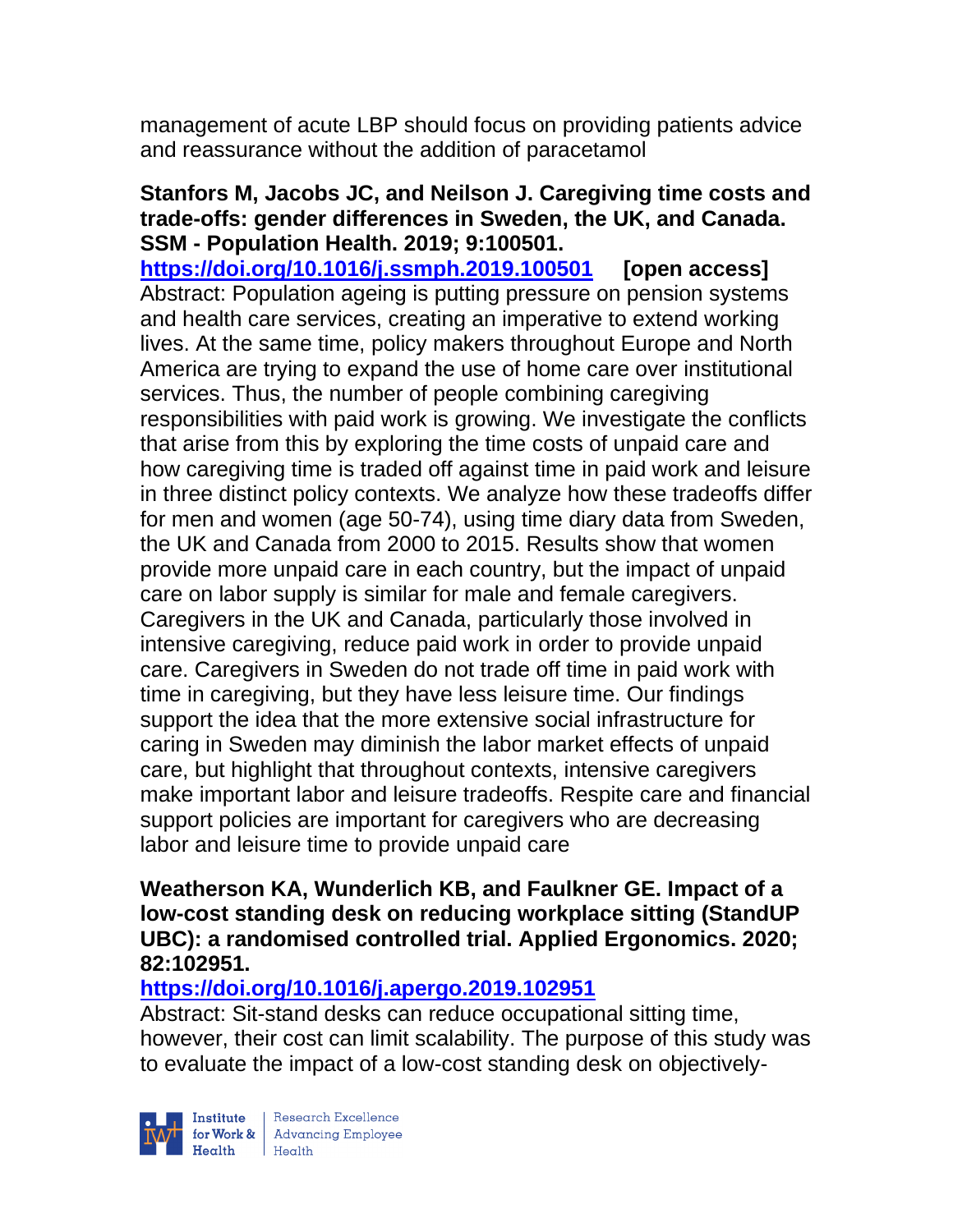management of acute LBP should focus on providing patients advice and reassurance without the addition of paracetamol

**Stanfors M, Jacobs JC, and Neilson J. Caregiving time costs and trade-offs: gender differences in Sweden, the UK, and Canada. SSM - Population Health. 2019; 9:100501.**
**https://doi.org/10.1016/j.ssmph.2019.100501 [open access]**
Abstract: Population ageing is putting pressure on pension systems and health care services, creating an imperative to extend working lives. At the same time, policy makers throughout Europe and North America are trying to expand the use of home care over institutional services. Thus, the number of people combining caregiving responsibilities with paid work is growing. We investigate the conflicts that arise from this by exploring the time costs of unpaid care and how caregiving time is traded off against time in paid work and leisure in three distinct policy contexts. We analyze how these tradeoffs differ for men and women (age 50-74), using time diary data from Sweden, the UK and Canada from 2000 to 2015. Results show that women provide more unpaid care in each country, but the impact of unpaid care on labor supply is similar for male and female caregivers. Caregivers in the UK and Canada, particularly those involved in intensive caregiving, reduce paid work in order to provide unpaid care. Caregivers in Sweden do not trade off time in paid work with time in caregiving, but they have less leisure time. Our findings support the idea that the more extensive social infrastructure for caring in Sweden may diminish the labor market effects of unpaid care, but highlight that throughout contexts, intensive caregivers make important labor and leisure tradeoffs. Respite care and financial support policies are important for caregivers who are decreasing labor and leisure time to provide unpaid care

**Weatherson KA, Wunderlich KB, and Faulkner GE. Impact of a low-cost standing desk on reducing workplace sitting (StandUP UBC): a randomised controlled trial. Applied Ergonomics. 2020; 82:102951.**
**https://doi.org/10.1016/j.apergo.2019.102951**
Abstract: Sit-stand desks can reduce occupational sitting time, however, their cost can limit scalability. The purpose of this study was to evaluate the impact of a low-cost standing desk on objectively-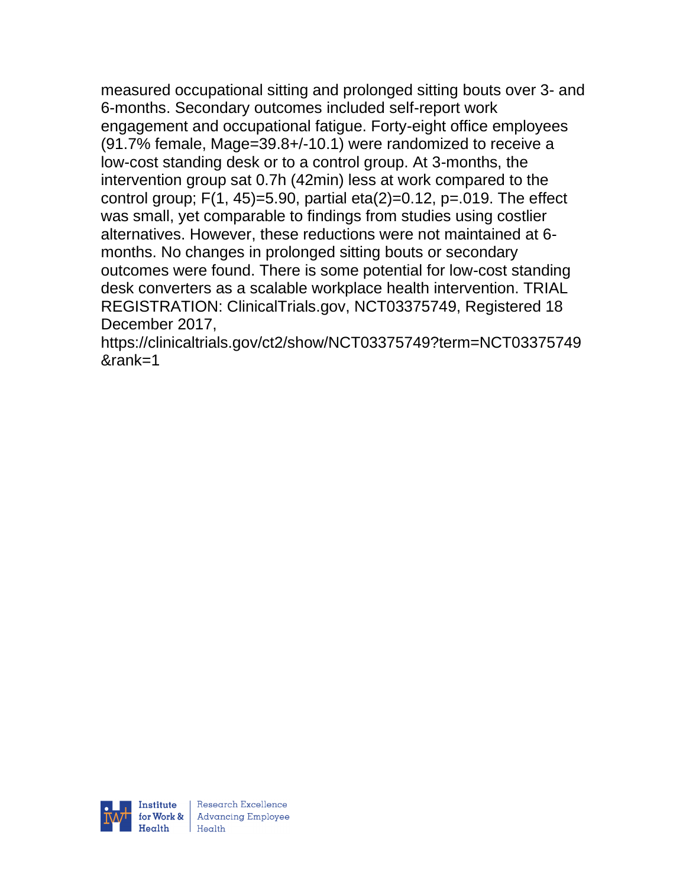measured occupational sitting and prolonged sitting bouts over 3- and 6-months. Secondary outcomes included self-report work engagement and occupational fatigue. Forty-eight office employees (91.7% female, Mage=39.8+/-10.1) were randomized to receive a low-cost standing desk or to a control group. At 3-months, the intervention group sat 0.7h (42min) less at work compared to the control group; $F(1, 45)=5.90$, partial $eta(2)=0.12$, $p=.019$. The effect was small, yet comparable to findings from studies using costlier alternatives. However, these reductions were not maintained at 6-months. No changes in prolonged sitting bouts or secondary outcomes were found. There is some potential for low-cost standing desk converters as a scalable workplace health intervention. TRIAL REGISTRATION: ClinicalTrials.gov, NCT03375749, Registered 18 December 2017, https://clinicaltrials.gov/ct2/show/NCT03375749?term=NCT03375749&rank=1